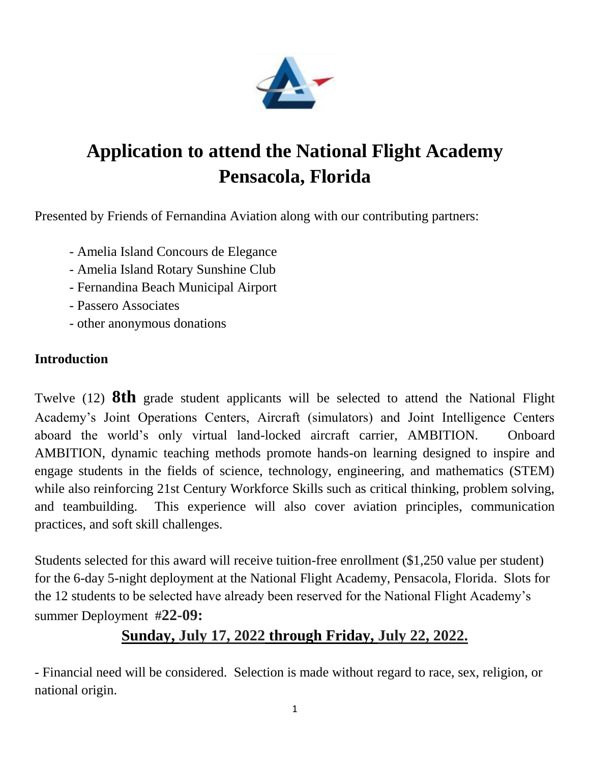# Application to attend the National Flight Academy Pensacola, Florida

Presented by Friends of Fernandina Aviation along with our contributing partners:

- Amelia Island Concours de Elegance
- Amelia Island Rotary Sunshine Club
- Fernandina Beach Municipal Airport
- Passero Associates
- other anonymous donations

**Introduction**

Twelve (12) **8th** grade student applicants will be selected to attend the National Flight Academy's Joint Operations Centers, Aircraft (simulators) and Joint Intelligence Centers aboard the world's only virtual land-locked aircraft carrier, AMBITION. Onboard AMBITION, dynamic teaching methods promote hands-on learning designed to inspire and engage students in the fields of science, technology, engineering, and mathematics (STEM) while also reinforcing 21st Century Workforce Skills such as critical thinking, problem solving, and teambuilding. This experience will also cover aviation principles, communication practices, and soft skill challenges.

Students selected for this award will receive tuition-free enrollment ($1,250 value per student) for the 6-day 5-night deployment at the National Flight Academy, Pensacola, Florida. Slots for the 12 students to be selected have already been reserved for the National Flight Academy's summer Deployment #**22-09:**

**<u>Sunday, July 17, 2022 through Friday, July 22, 2022.</u>**

- Financial need will be considered. Selection is made without regard to race, sex, religion, or national origin.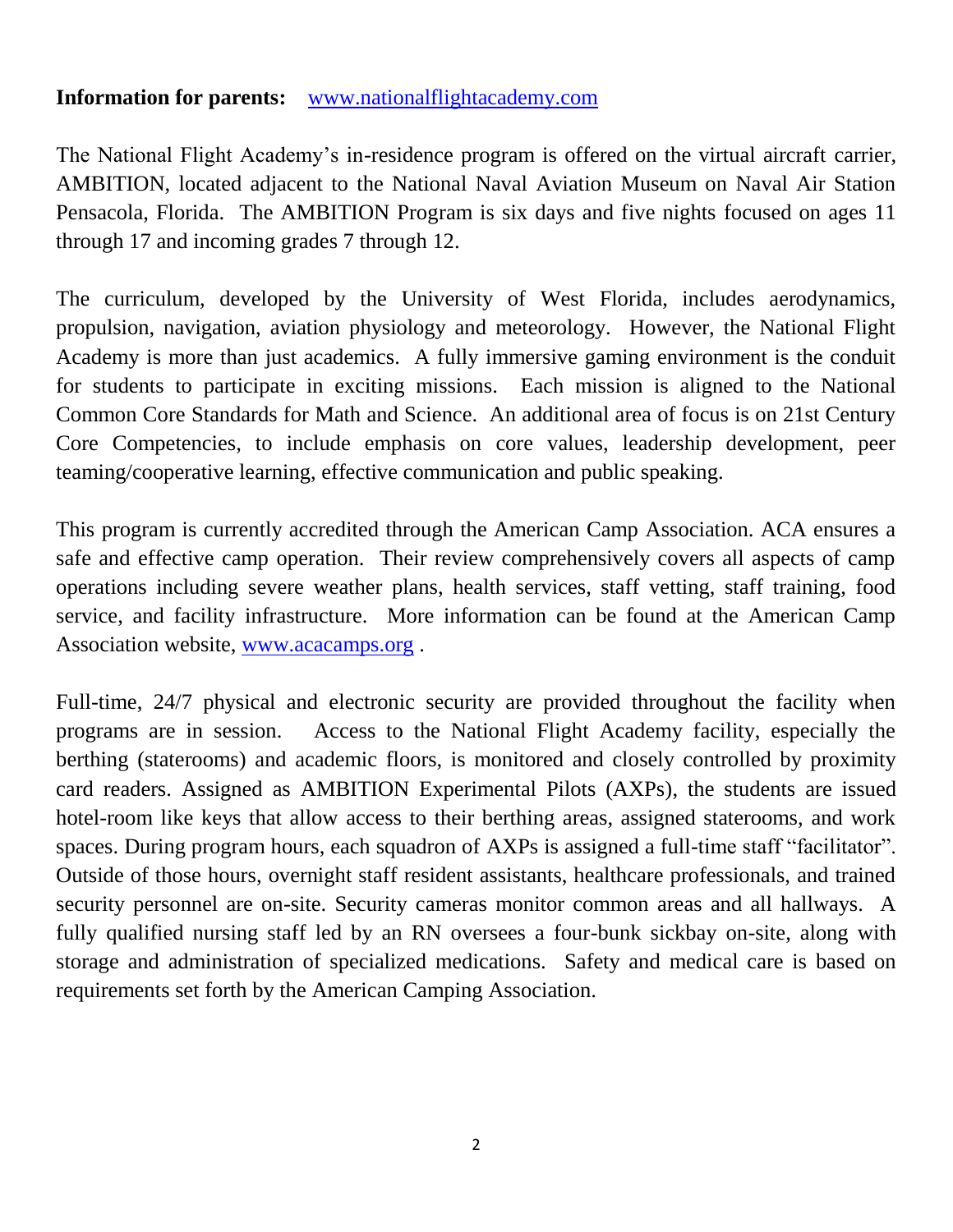**Information for parents:** [www.nationalflightacademy.com](www.nationalflightacademy.com)

The National Flight Academy's in-residence program is offered on the virtual aircraft carrier, AMBITION, located adjacent to the National Naval Aviation Museum on Naval Air Station Pensacola, Florida. The AMBITION Program is six days and five nights focused on ages 11 through 17 and incoming grades 7 through 12.

The curriculum, developed by the University of West Florida, includes aerodynamics, propulsion, navigation, aviation physiology and meteorology. However, the National Flight Academy is more than just academics. A fully immersive gaming environment is the conduit for students to participate in exciting missions. Each mission is aligned to the National Common Core Standards for Math and Science. An additional area of focus is on 21st Century Core Competencies, to include emphasis on core values, leadership development, peer teaming/cooperative learning, effective communication and public speaking.

This program is currently accredited through the American Camp Association. ACA ensures a safe and effective camp operation. Their review comprehensively covers all aspects of camp operations including severe weather plans, health services, staff vetting, staff training, food service, and facility infrastructure. More information can be found at the American Camp Association website, [www.acacamps.org](www.acacamps.org) .

Full-time, 24/7 physical and electronic security are provided throughout the facility when programs are in session. Access to the National Flight Academy facility, especially the berthing (staterooms) and academic floors, is monitored and closely controlled by proximity card readers. Assigned as AMBITION Experimental Pilots (AXPs), the students are issued hotel-room like keys that allow access to their berthing areas, assigned staterooms, and work spaces. During program hours, each squadron of AXPs is assigned a full-time staff "facilitator". Outside of those hours, overnight staff resident assistants, healthcare professionals, and trained security personnel are on-site. Security cameras monitor common areas and all hallways. A fully qualified nursing staff led by an RN oversees a four-bunk sickbay on-site, along with storage and administration of specialized medications. Safety and medical care is based on requirements set forth by the American Camping Association.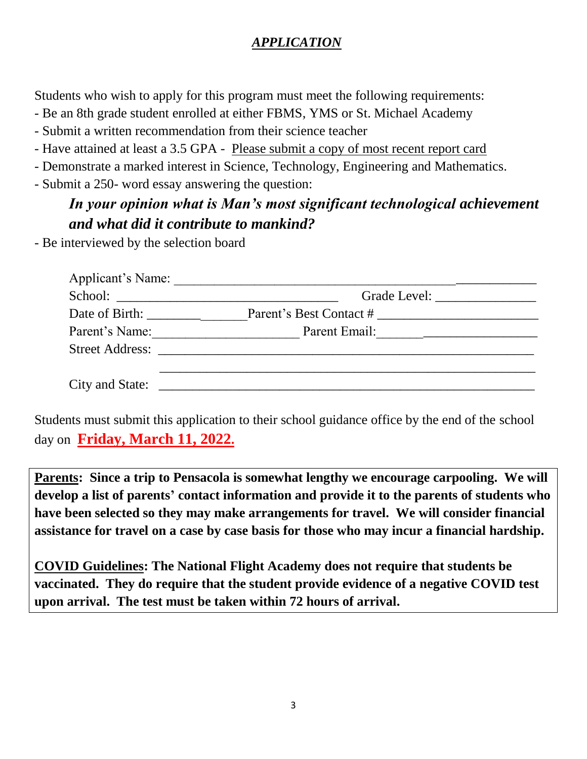# ***APPLICATION***

Students who wish to apply for this program must meet the following requirements:

- Be an 8th grade student enrolled at either FBMS, YMS or St. Michael Academy
- Submit a written recommendation from their science teacher
- Have attained at least a 3.5 GPA - Please submit a copy of most recent report card
- Demonstrate a marked interest in Science, Technology, Engineering and Mathematics.
- Submit a 250- word essay answering the question:

***In your opinion what is Man's most significant technological achievement and what did it contribute to mankind?***

- Be interviewed by the selection board

Applicant's Name: ____________________________________________________________

School: ____________________________________ Grade Level: ________________

Date of Birth: ________________ Parent's Best Contact # __________________________

Parent's Name: _______________________ Parent Email: __________________________

Street Address: ____________________________________________________________

____________________________________________________________

City and State: ____________________________________________________________

Students must submit this application to their school guidance office by the end of the school day on **Friday, March 11, 2022.**

**Parents: Since a trip to Pensacola is somewhat lengthy we encourage carpooling. We will develop a list of parents' contact information and provide it to the parents of students who have been selected so they may make arrangements for travel. We will consider financial assistance for travel on a case by case basis for those who may incur a financial hardship.**

**COVID Guidelines: The National Flight Academy does not require that students be vaccinated. They do require that the student provide evidence of a negative COVID test upon arrival. The test must be taken within 72 hours of arrival.**